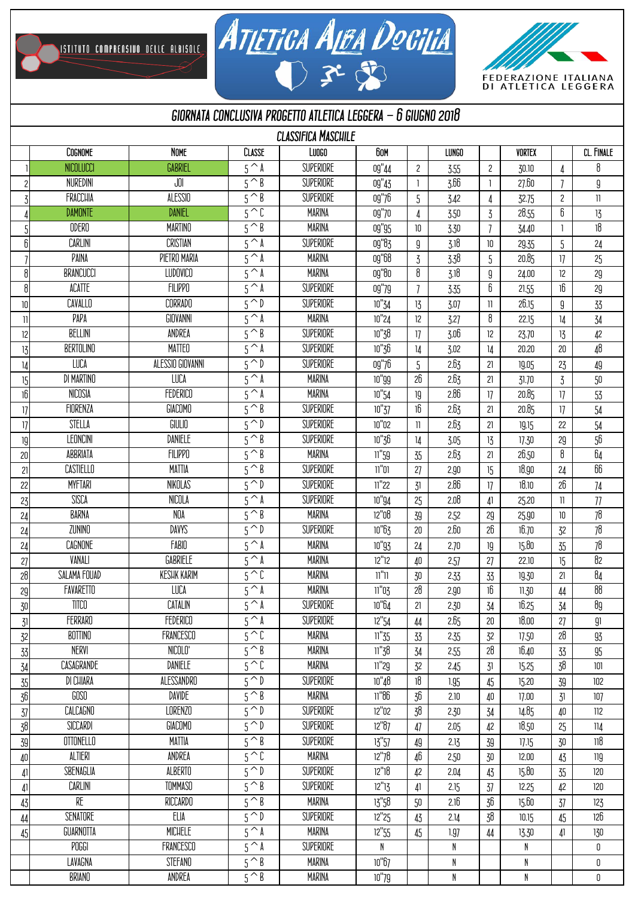ISTITUTO COMPRENSIVO DELLE ALBISOLE

ATLETICA ALBA DOCILIA

FEDERAZIONE ITALIANA DI ATLETICA LEGGERA

# GIORNATA CONCLUSIVA PROGETTO ATLETICA LEGGERA – 6 GIUGNO 2018

## CLASSIFICA MASCHILE

| | COGNOME | NOME | CLASSE | LUOGO | 60M | | LUNGO | | VORTEX | | CL. FINALE |
|---|---|---|---|---|---|---|---|---|---|---|---|
| 1 | NICOLUCCI | GABRIEL | 5^A | SUPERIORE | 09"44 | 2 | 3,55 | 2 | 30,10 | 4 | 8 |
| 2 | NUREDINI | JOI | 5^B | SUPERIORE | 09"43 | 1 | 3,66 | 1 | 27,60 | 7 | 9 |
| 3 | FRACCHIA | ALESSIO | 5^B | SUPERIORE | 09"76 | 5 | 3,42 | 4 | 32,75 | 2 | 11 |
| 4 | DAMONTE | DANIEL | 5^C | MARINA | 09"70 | 4 | 3,50 | 3 | 28,55 | 6 | 13 |
| 5 | ODERO | MARTINO | 5^B | MARINA | 09"95 | 10 | 3,30 | 7 | 34,40 | 1 | 18 |
| 6 | CARLINI | CRISTIAN | 5^A | SUPERIORE | 09"83 | 9 | 3,18 | 10 | 29,35 | 5 | 24 |
| 7 | PAINA | PIETRO MARIA | 5^A | MARINA | 09"68 | 3 | 3,38 | 5 | 20,85 | 17 | 25 |
| 8 | BRANCUCCI | LUDOVICO | 5^A | MARINA | 09"80 | 8 | 3,18 | 9 | 24,00 | 12 | 29 |
| 8 | ACATTE | FILIPPO | 5^A | SUPERIORE | 09"79 | 7 | 3,35 | 6 | 21,55 | 16 | 29 |
| 10 | CAVALLO | CORRADO | 5^D | SUPERIORE | 10"34 | 13 | 3,07 | 11 | 26,15 | 9 | 33 |
| 11 | PAPA | GIOVANNI | 5^A | MARINA | 10"24 | 12 | 3,27 | 8 | 22,15 | 14 | 34 |
| 12 | BELLINI | ANDREA | 5^B | SUPERIORE | 10"38 | 17 | 3,06 | 12 | 23,70 | 13 | 42 |
| 13 | BERTOLINO | MATTEO | 5^A | SUPERIORE | 10"36 | 14 | 3,02 | 14 | 20,20 | 20 | 48 |
| 14 | LUCA | ALESSIO GIOVANNI | 5^D | SUPERIORE | 09"76 | 5 | 2,63 | 21 | 19,05 | 23 | 49 |
| 15 | DI MARTINO | LUCA | 5^A | MARINA | 10"99 | 26 | 2,63 | 21 | 31,70 | 3 | 50 |
| 16 | NICOSIA | FEDERICO | 5^A | MARINA | 10"54 | 19 | 2,86 | 17 | 20,85 | 17 | 53 |
| 17 | FIORENZA | GIACOMO | 5^B | SUPERIORE | 10"37 | 16 | 2,63 | 21 | 20,85 | 17 | 54 |
| 17 | STELLA | GIULIO | 5^D | SUPERIORE | 10"02 | 11 | 2,63 | 21 | 19,15 | 22 | 54 |
| 19 | LEONCINI | DANIELE | 5^B | SUPERIORE | 10"36 | 14 | 3,05 | 13 | 17,30 | 29 | 56 |
| 20 | ABBRIATA | FILIPPO | 5^B | MARINA | 11"59 | 35 | 2,63 | 21 | 26,50 | 8 | 64 |
| 21 | CASTIELLO | MATTIA | 5^B | SUPERIORE | 11"01 | 27 | 2,90 | 15 | 18,90 | 24 | 66 |
| 22 | MYFTARI | NIKOLAS | 5^D | SUPERIORE | 11"22 | 31 | 2,86 | 17 | 18,10 | 26 | 74 |
| 23 | SISCA | NICOLA | 5^A | SUPERIORE | 10"94 | 25 | 2,08 | 41 | 25,20 | 11 | 77 |
| 24 | BARNA | NOA | 5^B | MARINA | 12"08 | 39 | 2,52 | 29 | 25,90 | 10 | 78 |
| 24 | ZUNINO | DAVYS | 5^D | SUPERIORE | 10"63 | 20 | 2,60 | 26 | 16,70 | 32 | 78 |
| 24 | CAGNONE | FABIO | 5^A | MARINA | 10"93 | 24 | 2,70 | 19 | 15,80 | 35 | 78 |
| 27 | VANALI | GABRIELE | 5^A | MARINA | 12"12 | 40 | 2,57 | 27 | 22,10 | 15 | 82 |
| 28 | SALAMA FOUAD | KESHK KARIM | 5^C | MARINA | 11"11 | 30 | 2,33 | 33 | 19,30 | 21 | 84 |
| 29 | FAVARETTO | LUCA | 5^A | MARINA | 11"03 | 28 | 2,90 | 16 | 11,30 | 44 | 88 |
| 30 | TITCO | CATALIN | 5^A | SUPERIORE | 10"64 | 21 | 2,30 | 34 | 16,25 | 34 | 89 |
| 31 | FERRARO | FEDERICO | 5^A | SUPERIORE | 12"54 | 44 | 2,65 | 20 | 18,00 | 27 | 91 |
| 32 | BOTTINO | FRANCESCO | 5^C | MARINA | 11"35 | 33 | 2,35 | 32 | 17,50 | 28 | 93 |
| 33 | NERVI | NICOLO' | 5^B | MARINA | 11"38 | 34 | 2,55 | 28 | 16,40 | 33 | 95 |
| 34 | CASAGRANDE | DANIELE | 5^C | MARINA | 11"29 | 32 | 2,45 | 31 | 15,25 | 38 | 101 |
| 35 | DI CHIARA | ALESSANDRO | 5^D | SUPERIORE | 10"48 | 18 | 1,95 | 45 | 15,20 | 39 | 102 |
| 36 | GOSO | DAVIDE | 5^B | MARINA | 11"86 | 36 | 2,10 | 40 | 17,00 | 31 | 107 |
| 37 | CALCAGNO | LORENZO | 5^D | SUPERIORE | 12"02 | 38 | 2,30 | 34 | 14,85 | 40 | 112 |
| 38 | SICCARDI | GIACOMO | 5^D | SUPERIORE | 12"87 | 47 | 2,05 | 42 | 18,50 | 25 | 114 |
| 39 | OTTONELLO | MATTIA | 5^B | SUPERIORE | 13"57 | 49 | 2,13 | 39 | 17,15 | 30 | 118 |
| 40 | ALTIERI | ANDREA | 5^C | MARINA | 12"78 | 46 | 2,50 | 30 | 12,00 | 43 | 119 |
| 41 | SBENAGLIA | ALBERTO | 5^D | SUPERIORE | 12"18 | 42 | 2,04 | 43 | 15,80 | 35 | 120 |
| 41 | CARLINI | TOMMASO | 5^B | SUPERIORE | 12"13 | 41 | 2,15 | 37 | 12,25 | 42 | 120 |
| 43 | RE | RICCARDO | 5^B | MARINA | 13"58 | 50 | 2,16 | 36 | 15,60 | 37 | 123 |
| 44 | SENATORE | ELIA | 5^D | SUPERIORE | 12"25 | 43 | 2,14 | 38 | 10,15 | 45 | 126 |
| 45 | GUARNOTTA | MICHELE | 5^A | MARINA | 12"55 | 45 | 1,97 | 44 | 13,30 | 41 | 130 |
| | POGGI | FRANCESCO | 5^A | SUPERIORE | N | | N | | N | | 0 |
| | LAVAGNA | STEFANO | 5^B | MARINA | 10"67 | | N | | N | | 0 |
| | BRIANO | ANDREA | 5^B | MARINA | 10"79 | | N | | N | | 0 |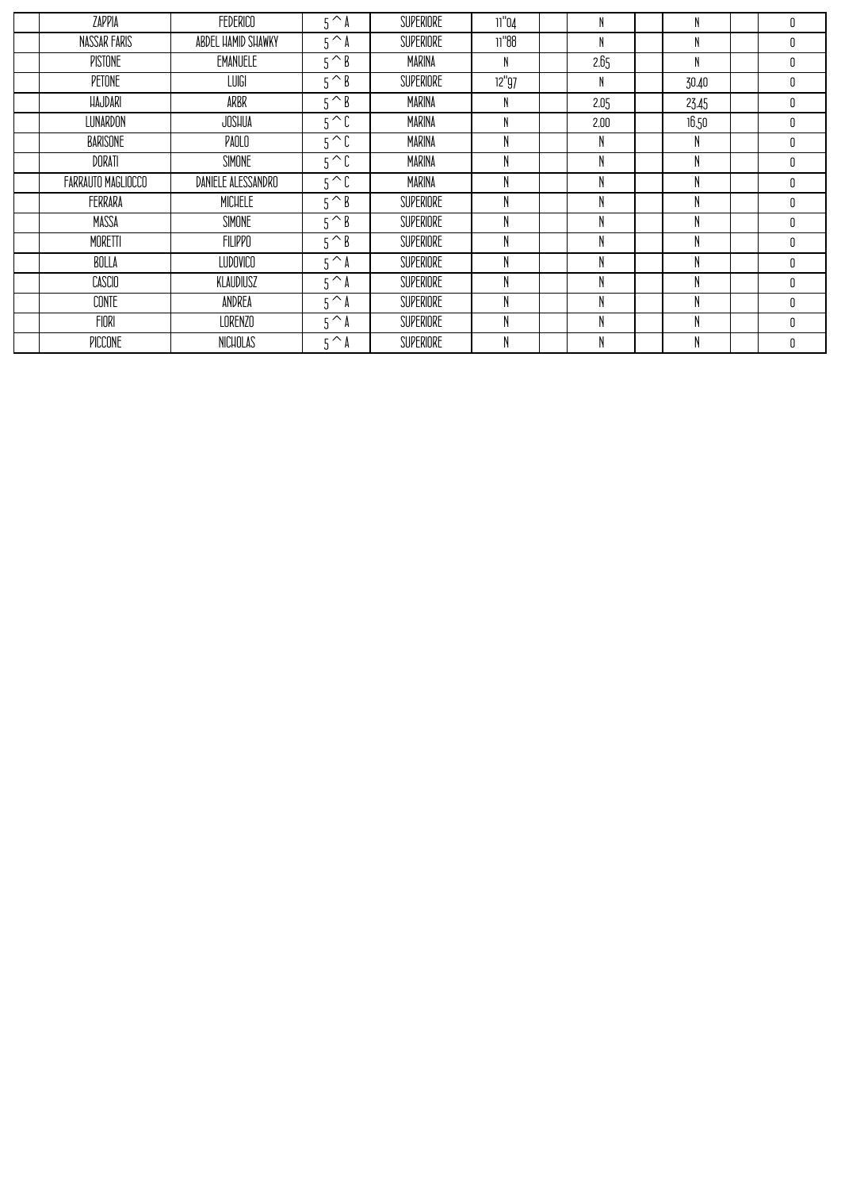| | | | | | | | | | | | |
|---|---|---|---|---|---|---|---|---|---|---|---|
| | ZAPPIA | FEDERICO | 5 ^ A | SUPERIORE | 11"04 | | N | | N | | 0 |
| | NASSAR FARIS | ABDEL HAMID SHAWKY | 5 ^ A | SUPERIORE | 11"88 | | N | | N | | 0 |
| | PISTONE | EMANUELE | 5 ^ B | MARINA | N | | 2.65 | | N | | 0 |
| | PETONE | LUIGI | 5 ^ B | SUPERIORE | 12"97 | | N | | 30.40 | | 0 |
| | HAJDARI | ARBR | 5 ^ B | MARINA | N | | 2.05 | | 23.45 | | 0 |
| | LUNARDON | JOSHUA | 5 ^ C | MARINA | N | | 2.00 | | 16.50 | | 0 |
| | BARISONE | PAOLO | 5 ^ C | MARINA | N | | N | | N | | 0 |
| | DORATI | SIMONE | 5 ^ C | MARINA | N | | N | | N | | 0 |
| | FARRAUTO MAGLIOCCO | DANIELE ALESSANDRO | 5 ^ C | MARINA | N | | N | | N | | 0 |
| | FERRARA | MICHELE | 5 ^ B | SUPERIORE | N | | N | | N | | 0 |
| | MASSA | SIMONE | 5 ^ B | SUPERIORE | N | | N | | N | | 0 |
| | MORETTI | FILIPPO | 5 ^ B | SUPERIORE | N | | N | | N | | 0 |
| | BOLLA | LUDOVICO | 5 ^ A | SUPERIORE | N | | N | | N | | 0 |
| | CASCIO | KLAUDIUSZ | 5 ^ A | SUPERIORE | N | | N | | N | | 0 |
| | CONTE | ANDREA | 5 ^ A | SUPERIORE | N | | N | | N | | 0 |
| | FIORI | LORENZO | 5 ^ A | SUPERIORE | N | | N | | N | | 0 |
| | PICCONE | NICHOLAS | 5 ^ A | SUPERIORE | N | | N | | N | | 0 |